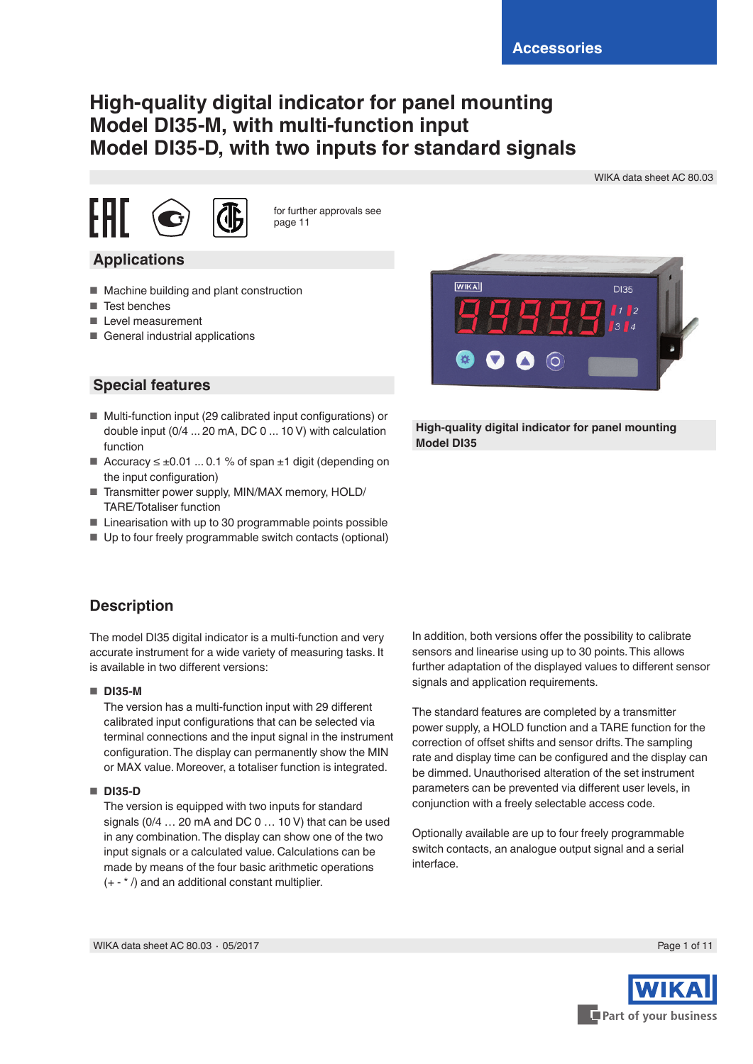Accessories

# High-quality digital indicator for panel mounting Model DI35-M, with multi-function input Model DI35-D, with two inputs for standard signals

WIKA data sheet AC 80.03

for further approvals see page 11

## Applications

- Machine building and plant construction
- Test benches
- Level measurement
- General industrial applications

## Special features

- Multi-function input (29 calibrated input configurations) or double input (0/4 ... 20 mA, DC 0 ... 10 V) with calculation function
- Accuracy ≤ ±0.01 ... 0.1 % of span ±1 digit (depending on the input configuration)
- Transmitter power supply, MIN/MAX memory, HOLD/ TARE/Totaliser function
- Linearisation with up to 30 programmable points possible
- Up to four freely programmable switch contacts (optional)

**High-quality digital indicator for panel mounting Model DI35**

## Description

The model DI35 digital indicator is a multi-function and very accurate instrument for a wide variety of measuring tasks. It is available in two different versions:

- **DI35-M**
  The version has a multi-function input with 29 different calibrated input configurations that can be selected via terminal connections and the input signal in the instrument configuration. The display can permanently show the MIN or MAX value. Moreover, a totaliser function is integrated.

- **DI35-D**
  The version is equipped with two inputs for standard signals (0/4 … 20 mA and DC 0 … 10 V) that can be used in any combination. The display can show one of the two input signals or a calculated value. Calculations can be made by means of the four basic arithmetic operations (+ - * /) and an additional constant multiplier.

In addition, both versions offer the possibility to calibrate sensors and linearise using up to 30 points. This allows further adaptation of the displayed values to different sensor signals and application requirements.

The standard features are completed by a transmitter power supply, a HOLD function and a TARE function for the correction of offset shifts and sensor drifts. The sampling rate and display time can be configured and the display can be dimmed. Unauthorised alteration of the set instrument parameters can be prevented via different user levels, in conjunction with a freely selectable access code.

Optionally available are up to four freely programmable switch contacts, an analogue output signal and a serial interface.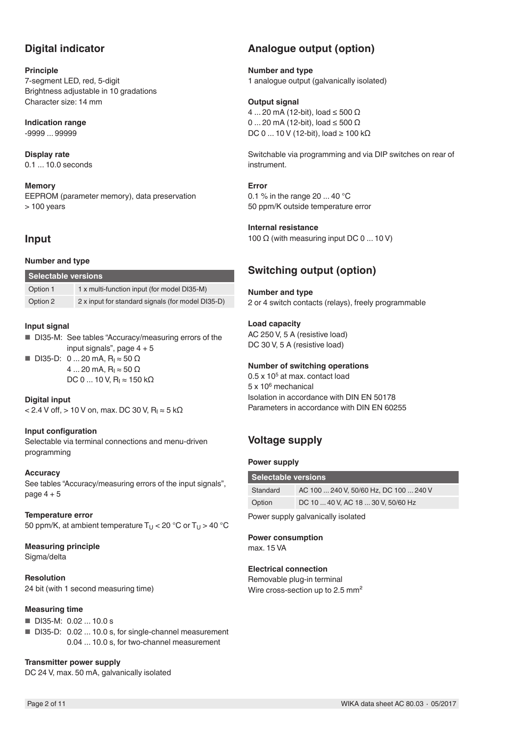## Digital indicator

**Principle**
7-segment LED, red, 5-digit
Brightness adjustable in 10 gradations
Character size: 14 mm

**Indication range**
-9999 ... 99999

**Display rate**
0.1 ... 10.0 seconds

**Memory**
EEPROM (parameter memory), data preservation > 100 years

## Input

**Number and type**

| Selectable versions | |
|---|---|
| Option 1 | 1 x multi-function input (for model DI35-M) |
| Option 2 | 2 x input for standard signals (for model DI35-D) |

**Input signal**

- DI35-M: See tables "Accuracy/measuring errors of the input signals", page 4 + 5
- DI35-D: 0 ... 20 mA, $R_I \approx 50\ \Omega$
  4 ... 20 mA, $R_I \approx 50\ \Omega$
  DC 0 ... 10 V, $R_I \approx 150\ k\Omega$

**Digital input**
< 2.4 V off, > 10 V on, max. DC 30 V, $R_I \approx 5\ k\Omega$

**Input configuration**
Selectable via terminal connections and menu-driven programming

**Accuracy**
See tables "Accuracy/measuring errors of the input signals", page 4 + 5

**Temperature error**
50 ppm/K, at ambient temperature $T_U$ < 20 °C or $T_U$ > 40 °C

**Measuring principle**
Sigma/delta

**Resolution**
24 bit (with 1 second measuring time)

**Measuring time**

- DI35-M: 0.02 ... 10.0 s
- DI35-D: 0.02 ... 10.0 s, for single-channel measurement
  0.04 ... 10.0 s, for two-channel measurement

**Transmitter power supply**
DC 24 V, max. 50 mA, galvanically isolated

## Analogue output (option)

**Number and type**
1 analogue output (galvanically isolated)

**Output signal**
4 ... 20 mA (12-bit), load ≤ 500 Ω
0 ... 20 mA (12-bit), load ≤ 500 Ω
DC 0 ... 10 V (12-bit), load ≥ 100 kΩ

Switchable via programming and via DIP switches on rear of instrument.

**Error**
0.1 % in the range 20 ... 40 °C
50 ppm/K outside temperature error

**Internal resistance**
100 Ω (with measuring input DC 0 ... 10 V)

## Switching output (option)

**Number and type**
2 or 4 switch contacts (relays), freely programmable

**Load capacity**
AC 250 V, 5 A (resistive load)
DC 30 V, 5 A (resistive load)

**Number of switching operations**
$0.5 \times 10^5$ at max. contact load
$5 \times 10^6$ mechanical
Isolation in accordance with DIN EN 50178
Parameters in accordance with DIN EN 60255

## Voltage supply

**Power supply**

| Selectable versions | |
|---|---|
| Standard | AC 100 ... 240 V, 50/60 Hz, DC 100 ... 240 V |
| Option | DC 10 ... 40 V, AC 18 ... 30 V, 50/60 Hz |

Power supply galvanically isolated

**Power consumption**
max. 15 VA

**Electrical connection**
Removable plug-in terminal
Wire cross-section up to 2.5 mm²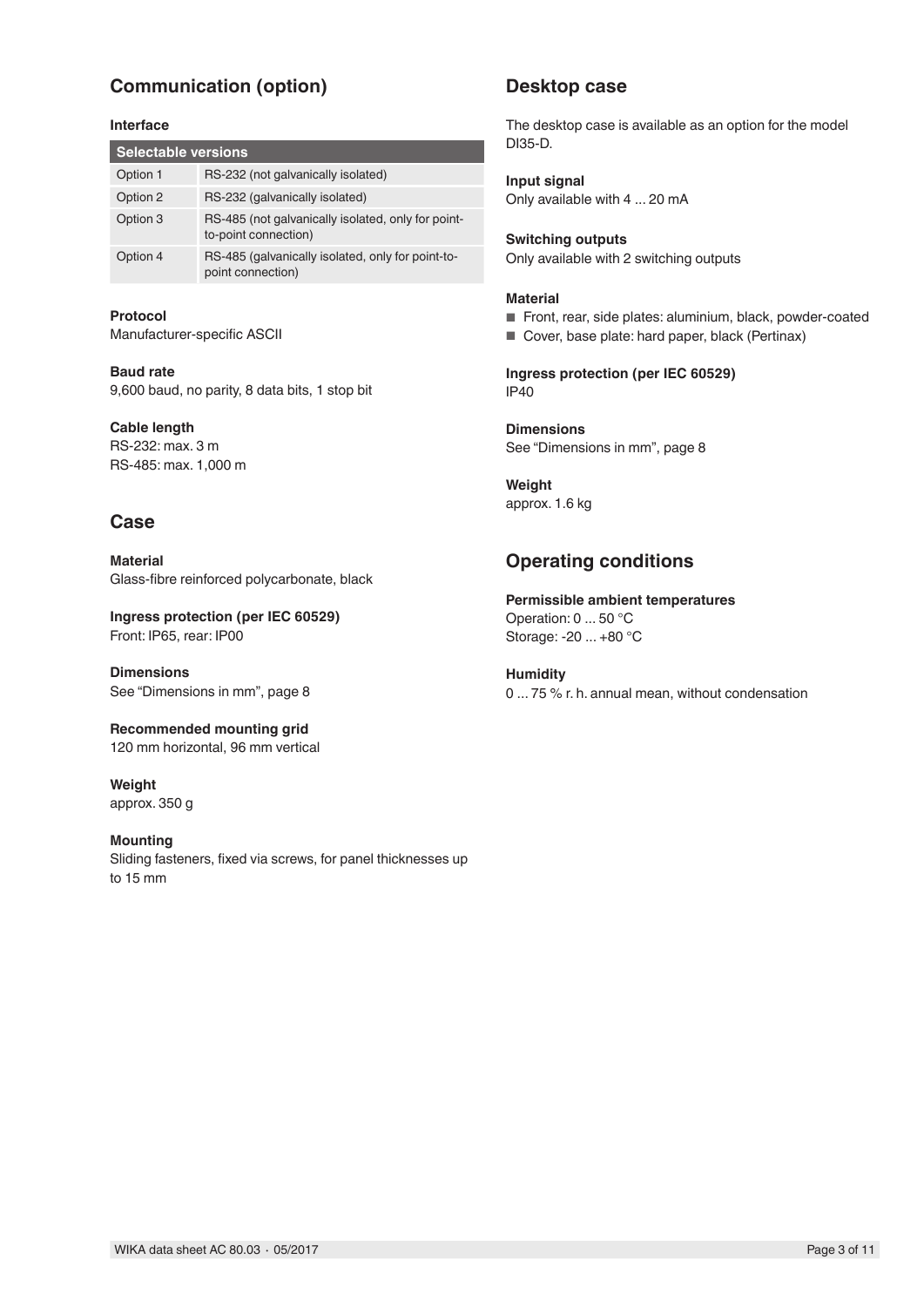## Communication (option)

**Interface**

| Selectable versions | |
|---|---|
| Option 1 | RS-232 (not galvanically isolated) |
| Option 2 | RS-232 (galvanically isolated) |
| Option 3 | RS-485 (not galvanically isolated, only for point-to-point connection) |
| Option 4 | RS-485 (galvanically isolated, only for point-to-point connection) |

**Protocol**
Manufacturer-specific ASCII

**Baud rate**
9,600 baud, no parity, 8 data bits, 1 stop bit

**Cable length**
RS-232: max. 3 m
RS-485: max. 1,000 m

## Case

**Material**
Glass-fibre reinforced polycarbonate, black

**Ingress protection (per IEC 60529)**
Front: IP65, rear: IP00

**Dimensions**
See "Dimensions in mm", page 8

**Recommended mounting grid**
120 mm horizontal, 96 mm vertical

**Weight**
approx. 350 g

**Mounting**
Sliding fasteners, fixed via screws, for panel thicknesses up to 15 mm

## Desktop case

The desktop case is available as an option for the model DI35-D.

**Input signal**
Only available with 4 ... 20 mA

**Switching outputs**
Only available with 2 switching outputs

**Material**
- Front, rear, side plates: aluminium, black, powder-coated
- Cover, base plate: hard paper, black (Pertinax)

**Ingress protection (per IEC 60529)**
IP40

**Dimensions**
See "Dimensions in mm", page 8

**Weight**
approx. 1.6 kg

## Operating conditions

**Permissible ambient temperatures**
Operation: 0 ... 50 °C
Storage: -20 ... +80 °C

**Humidity**
0 ... 75 % r. h. annual mean, without condensation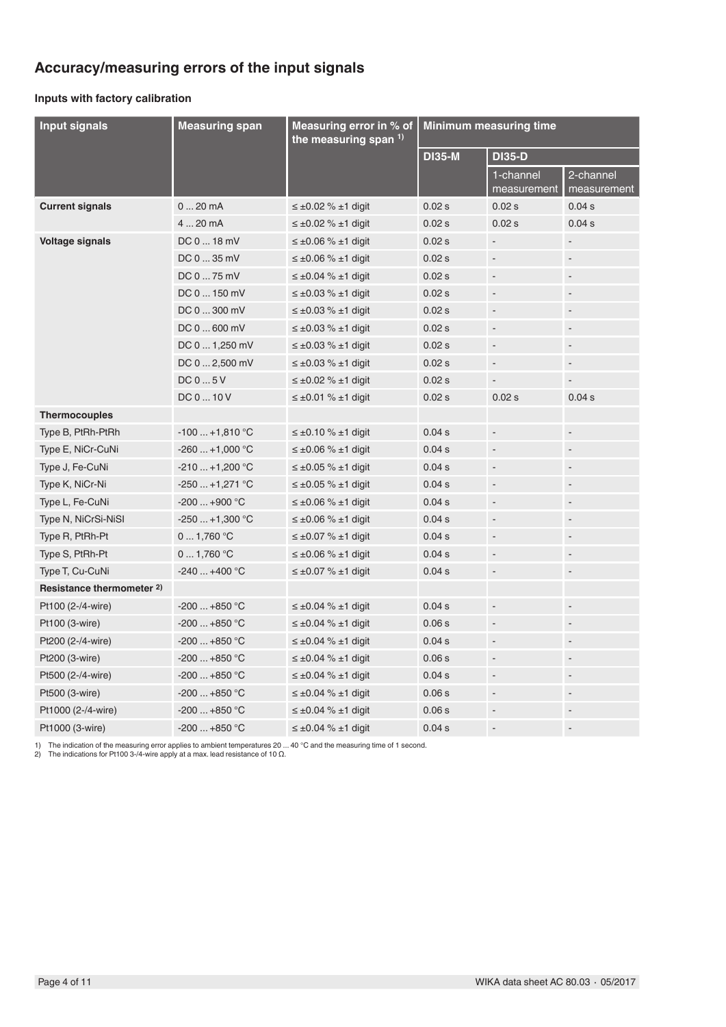## Accuracy/measuring errors of the input signals

### Inputs with factory calibration

| Input signals | Measuring span | Measuring error in % of the measuring span [1] | Minimum measuring time | | |
|---|---|---|---|---|---|
| | | | DI35-M | DI35-D | |
| | | | | 1-channel measurement | 2-channel measurement |
| **Current signals** | 0 ... 20 mA | ≤ ±0.02 % ±1 digit | 0.02 s | 0.02 s | 0.04 s |
| | 4 ... 20 mA | ≤ ±0.02 % ±1 digit | 0.02 s | 0.02 s | 0.04 s |
| **Voltage signals** | DC 0 ... 18 mV | ≤ ±0.06 % ±1 digit | 0.02 s | - | - |
| | DC 0 ... 35 mV | ≤ ±0.06 % ±1 digit | 0.02 s | - | - |
| | DC 0 ... 75 mV | ≤ ±0.04 % ±1 digit | 0.02 s | - | - |
| | DC 0 ... 150 mV | ≤ ±0.03 % ±1 digit | 0.02 s | - | - |
| | DC 0 ... 300 mV | ≤ ±0.03 % ±1 digit | 0.02 s | - | - |
| | DC 0 ... 600 mV | ≤ ±0.03 % ±1 digit | 0.02 s | - | - |
| | DC 0 ... 1,250 mV | ≤ ±0.03 % ±1 digit | 0.02 s | - | - |
| | DC 0 ... 2,500 mV | ≤ ±0.03 % ±1 digit | 0.02 s | - | - |
| | DC 0 ... 5 V | ≤ ±0.02 % ±1 digit | 0.02 s | - | - |
| | DC 0 ... 10 V | ≤ ±0.01 % ±1 digit | 0.02 s | 0.02 s | 0.04 s |
| **Thermocouples** | | | | | |
| Type B, PtRh-PtRh | -100 ... +1,810 °C | ≤ ±0.10 % ±1 digit | 0.04 s | - | - |
| Type E, NiCr-CuNi | -260 ... +1,000 °C | ≤ ±0.06 % ±1 digit | 0.04 s | - | - |
| Type J, Fe-CuNi | -210 ... +1,200 °C | ≤ ±0.05 % ±1 digit | 0.04 s | - | - |
| Type K, NiCr-Ni | -250 ... +1,271 °C | ≤ ±0.05 % ±1 digit | 0.04 s | - | - |
| Type L, Fe-CuNi | -200 ... +900 °C | ≤ ±0.06 % ±1 digit | 0.04 s | - | - |
| Type N, NiCrSi-NiSI | -250 ... +1,300 °C | ≤ ±0.06 % ±1 digit | 0.04 s | - | - |
| Type R, PtRh-Pt | 0 ... 1,760 °C | ≤ ±0.07 % ±1 digit | 0.04 s | - | - |
| Type S, PtRh-Pt | 0 ... 1,760 °C | ≤ ±0.06 % ±1 digit | 0.04 s | - | - |
| Type T, Cu-CuNi | -240 ... +400 °C | ≤ ±0.07 % ±1 digit | 0.04 s | - | - |
| **Resistance thermometer [2]** | | | | | |
| Pt100 (2-/4-wire) | -200 ... +850 °C | ≤ ±0.04 % ±1 digit | 0.04 s | - | - |
| Pt100 (3-wire) | -200 ... +850 °C | ≤ ±0.04 % ±1 digit | 0.06 s | - | - |
| Pt200 (2-/4-wire) | -200 ... +850 °C | ≤ ±0.04 % ±1 digit | 0.04 s | - | - |
| Pt200 (3-wire) | -200 ... +850 °C | ≤ ±0.04 % ±1 digit | 0.06 s | - | - |
| Pt500 (2-/4-wire) | -200 ... +850 °C | ≤ ±0.04 % ±1 digit | 0.04 s | - | - |
| Pt500 (3-wire) | -200 ... +850 °C | ≤ ±0.04 % ±1 digit | 0.06 s | - | - |
| Pt1000 (2-/4-wire) | -200 ... +850 °C | ≤ ±0.04 % ±1 digit | 0.06 s | - | - |
| Pt1000 (3-wire) | -200 ... +850 °C | ≤ ±0.04 % ±1 digit | 0.04 s | - | - |

1) The indication of the measuring error applies to ambient temperatures 20 ... 40 °C and the measuring time of 1 second.
2) The indications for Pt100 3-/4-wire apply at a max. lead resistance of 10 Ω.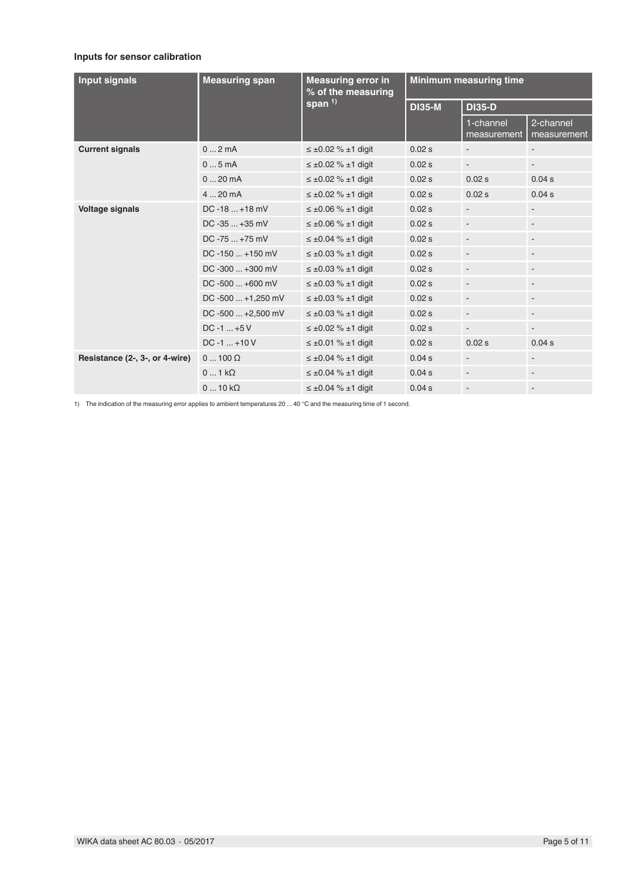### Inputs for sensor calibration

| Input signals | Measuring span | Measuring error in % of the measuring span [1] | Minimum measuring time | | |
|---|---|---|---|---|---|
| | | | DI35-M | DI35-D | |
| | | | | 1-channel measurement | 2-channel measurement |
| **Current signals** | 0 ... 2 mA | ≤ ±0.02 % ±1 digit | 0.02 s | - | - |
| | 0 ... 5 mA | ≤ ±0.02 % ±1 digit | 0.02 s | - | - |
| | 0 ... 20 mA | ≤ ±0.02 % ±1 digit | 0.02 s | 0.02 s | 0.04 s |
| | 4 ... 20 mA | ≤ ±0.02 % ±1 digit | 0.02 s | 0.02 s | 0.04 s |
| **Voltage signals** | DC -18 ... +18 mV | ≤ ±0.06 % ±1 digit | 0.02 s | - | - |
| | DC -35 ... +35 mV | ≤ ±0.06 % ±1 digit | 0.02 s | - | - |
| | DC -75 ... +75 mV | ≤ ±0.04 % ±1 digit | 0.02 s | - | - |
| | DC -150 ... +150 mV | ≤ ±0.03 % ±1 digit | 0.02 s | - | - |
| | DC -300 ... +300 mV | ≤ ±0.03 % ±1 digit | 0.02 s | - | - |
| | DC -500 ... +600 mV | ≤ ±0.03 % ±1 digit | 0.02 s | - | - |
| | DC -500 ... +1,250 mV | ≤ ±0.03 % ±1 digit | 0.02 s | - | - |
| | DC -500 ... +2,500 mV | ≤ ±0.03 % ±1 digit | 0.02 s | - | - |
| | DC -1 ... +5 V | ≤ ±0.02 % ±1 digit | 0.02 s | - | - |
| | DC -1 ... +10 V | ≤ ±0.01 % ±1 digit | 0.02 s | 0.02 s | 0.04 s |
| **Resistance (2-, 3-, or 4-wire)** | 0 ... 100 Ω | ≤ ±0.04 % ±1 digit | 0.04 s | - | - |
| | 0 ... 1 kΩ | ≤ ±0.04 % ±1 digit | 0.04 s | - | - |
| | 0 ... 10 kΩ | ≤ ±0.04 % ±1 digit | 0.04 s | - | - |

1) The indication of the measuring error applies to ambient temperatures 20 ... 40 °C and the measuring time of 1 second.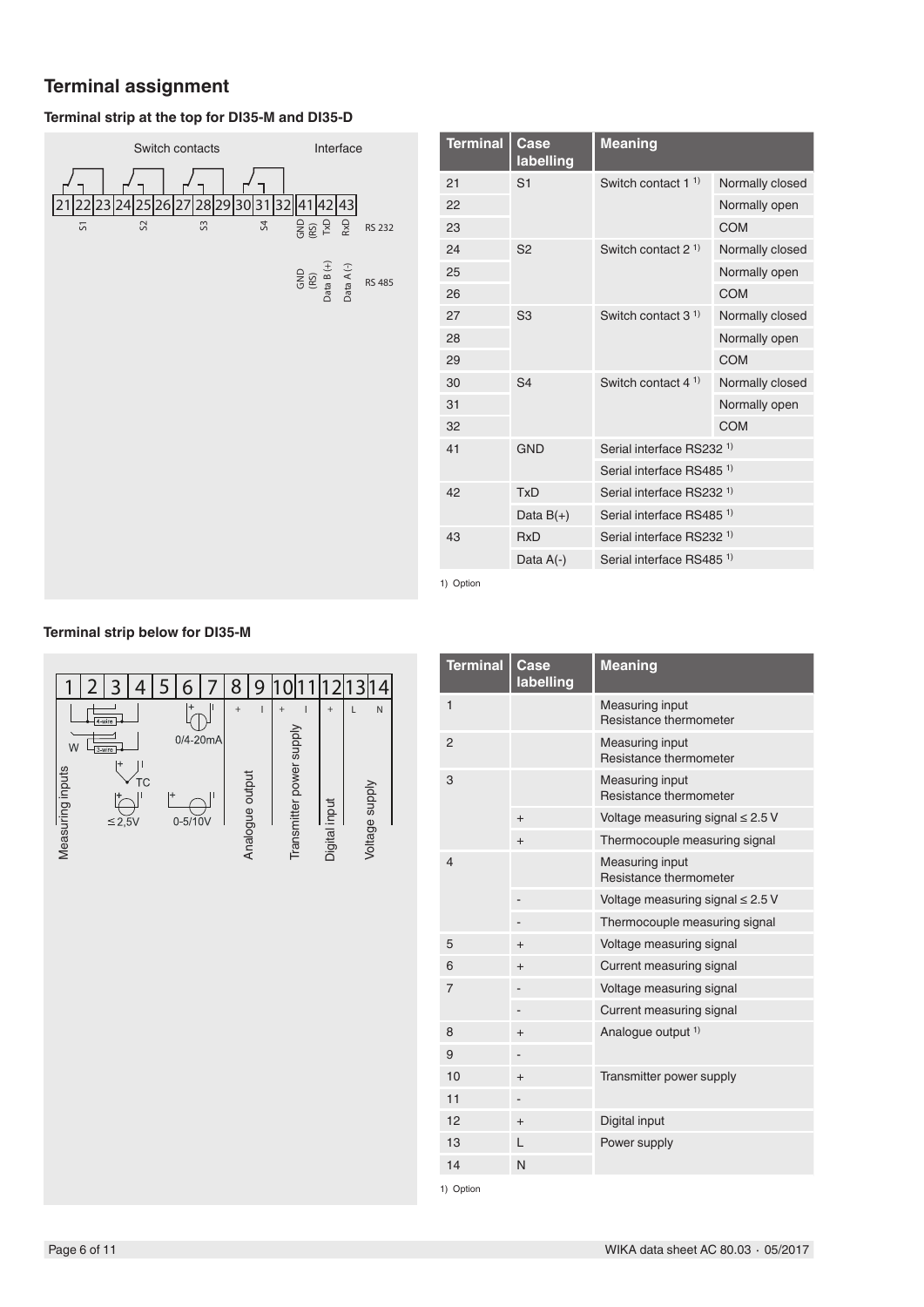## Terminal assignment

### Terminal strip at the top for DI35-M and DI35-D

| Terminal | Case labelling | Meaning | |
|---|---|---|---|
| 21 | S1 | Switch contact 1 [1] | Normally closed |
| 22 | | | Normally open |
| 23 | | | COM |
| 24 | S2 | Switch contact 2 [1] | Normally closed |
| 25 | | | Normally open |
| 26 | | | COM |
| 27 | S3 | Switch contact 3 [1] | Normally closed |
| 28 | | | Normally open |
| 29 | | | COM |
| 30 | S4 | Switch contact 4 [1] | Normally closed |
| 31 | | | Normally open |
| 32 | | | COM |
| 41 | GND | Serial interface RS232 [1] | |
| | | Serial interface RS485 [1] | |
| 42 | TxD | Serial interface RS232 [1] | |
| | Data B(+) | Serial interface RS485 [1] | |
| 43 | RxD | Serial interface RS232 [1] | |
| | Data A(-) | Serial interface RS485 [1] | |

1) Option

### Terminal strip below for DI35-M

| Terminal | Case labelling | Meaning |
|---|---|---|
| 1 | | Measuring input Resistance thermometer |
| 2 | | Measuring input Resistance thermometer |
| 3 | | Measuring input Resistance thermometer |
| | + | Voltage measuring signal ≤ 2.5 V |
| | + | Thermocouple measuring signal |
| 4 | | Measuring input Resistance thermometer |
| | - | Voltage measuring signal ≤ 2.5 V |
| | - | Thermocouple measuring signal |
| 5 | + | Voltage measuring signal |
| 6 | + | Current measuring signal |
| 7 | - | Voltage measuring signal |
| | - | Current measuring signal |
| 8 | + | Analogue output [1] |
| 9 | - | |
| 10 | + | Transmitter power supply |
| 11 | - | |
| 12 | + | Digital input |
| 13 | L | Power supply |
| 14 | N | |

1) Option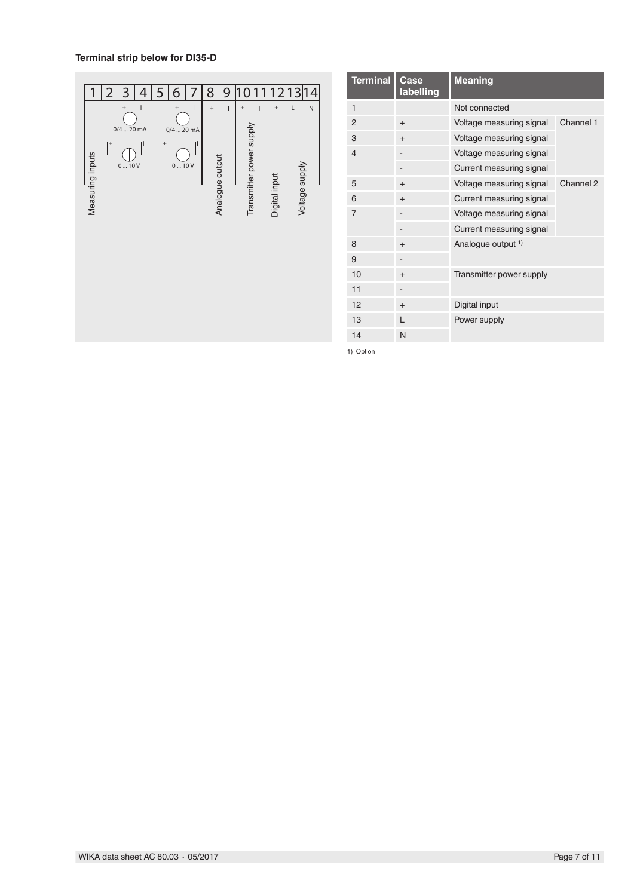#### Terminal strip below for DI35-D

| Terminal | Case labelling | Meaning | |
|---|---|---|---|
| 1 | | Not connected | |
| 2 | + | Voltage measuring signal | Channel 1 |
| 3 | + | Voltage measuring signal | |
| 4 | - | Voltage measuring signal | |
| | - | Current measuring signal | |
| 5 | + | Voltage measuring signal | Channel 2 |
| 6 | + | Current measuring signal | |
| 7 | - | Voltage measuring signal | |
| | - | Current measuring signal | |
| 8 | + | Analogue output [1] | |
| 9 | - | | |
| 10 | + | Transmitter power supply | |
| 11 | - | | |
| 12 | + | Digital input | |
| 13 | L | Power supply | |
| 14 | N | | |

1) Option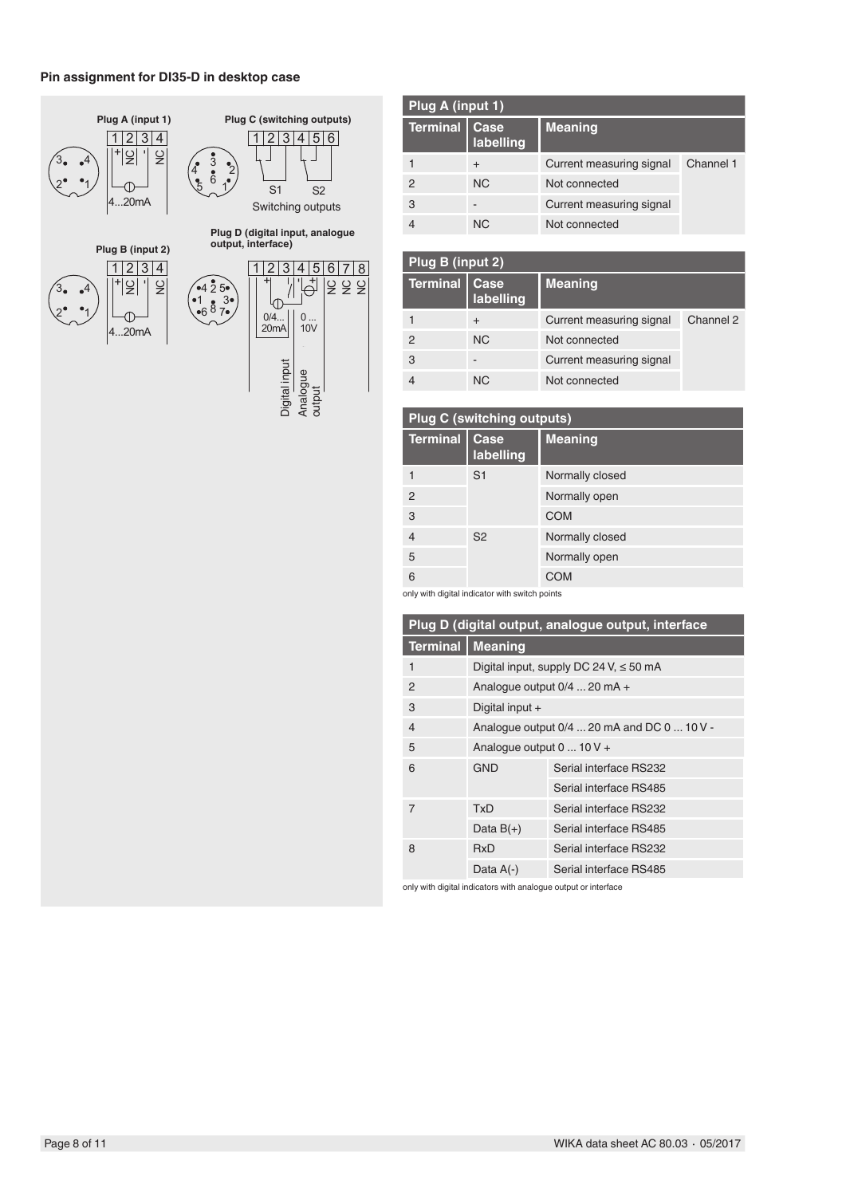### Pin assignment for DI35-D in desktop case

**Plug A (input 1)**

**Plug C (switching outputs)**

1 | 2 | 3 | 4 | 5 | 6

S1 S2

Switching outputs

**Plug B (input 2)**

**Plug D (digital input, analogue output, interface)**

| Plug A (input 1) | | | |
|---|---|---|---|
| **Terminal** | **Case labelling** | **Meaning** | |
| 1 | + | Current measuring signal | Channel 1 |
| 2 | NC | Not connected | |
| 3 | - | Current measuring signal | |
| 4 | NC | Not connected | |

| Plug B (input 2) | | | |
|---|---|---|---|
| **Terminal** | **Case labelling** | **Meaning** | |
| 1 | + | Current measuring signal | Channel 2 |
| 2 | NC | Not connected | |
| 3 | - | Current measuring signal | |
| 4 | NC | Not connected | |

| Plug C (switching outputs) | | |
|---|---|---|
| **Terminal** | **Case labelling** | **Meaning** |
| 1 | S1 | Normally closed |
| 2 | | Normally open |
| 3 | | COM |
| 4 | S2 | Normally closed |
| 5 | | Normally open |
| 6 | | COM |

only with digital indicator with switch points

| Plug D (digital output, analogue output, interface | | |
|---|---|---|
| **Terminal** | **Meaning** | |
| 1 | Digital input, supply DC 24 V, ≤ 50 mA | |
| 2 | Analogue output 0/4 ... 20 mA + | |
| 3 | Digital input + | |
| 4 | Analogue output 0/4 ... 20 mA and DC 0 ... 10 V - | |
| 5 | Analogue output 0 ... 10 V + | |
| 6 | GND | Serial interface RS232 |
| | | Serial interface RS485 |
| 7 | TxD | Serial interface RS232 |
| | Data B(+) | Serial interface RS485 |
| 8 | RxD | Serial interface RS232 |
| | Data A(-) | Serial interface RS485 |

only with digital indicators with analogue output or interface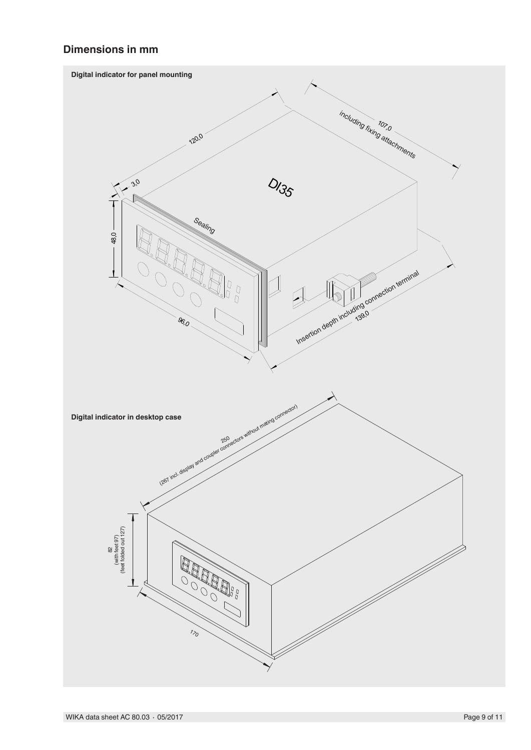## Dimensions in mm

**Digital indicator for panel mounting**

120,0

107,0
including fixing attachments

3,0

DI35

48,0

Sealing

96,0

Insertion depth including connection terminal
139,0

**Digital indicator in desktop case**

250
(267 incl. display and coupler connectors without mating connector)

82
(with feet 97)
(feet folded out 127)

170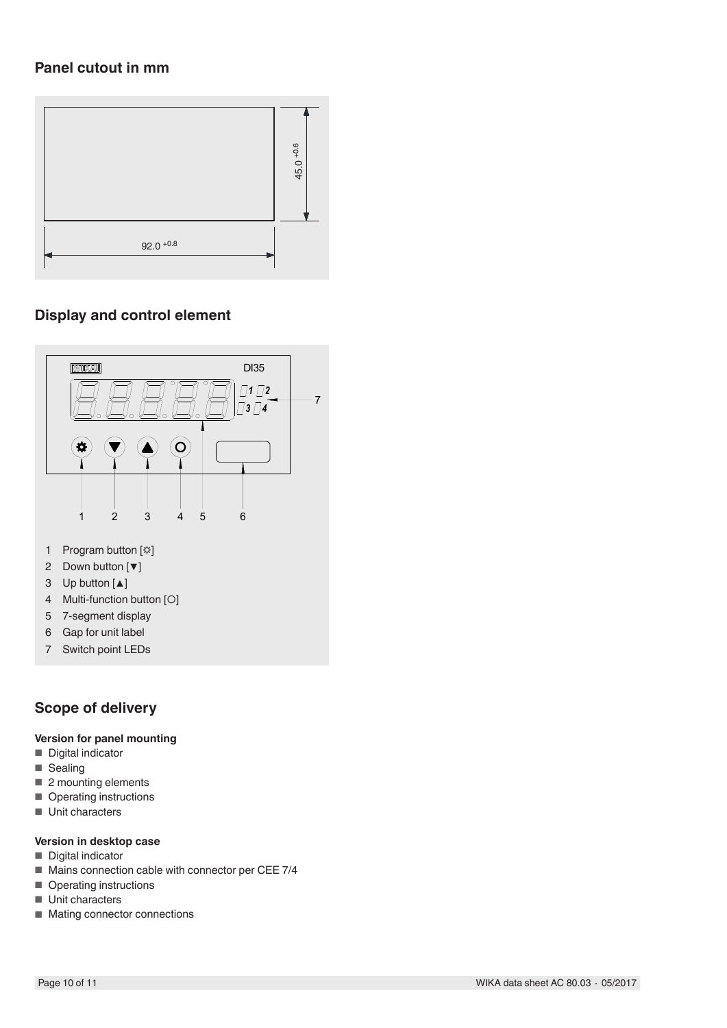## Panel cutout in mm

92.0 $^{+0.8}$

45.0 $^{+0.6}$

## Display and control element

1. Program button [☼]
2. Down button [▼]
3. Up button [▲]
4. Multi-function button [○]
5. 7-segment display
6. Gap for unit label
7. Switch point LEDs

## Scope of delivery

**Version for panel mounting**

- Digital indicator
- Sealing
- 2 mounting elements
- Operating instructions
- Unit characters

**Version in desktop case**

- Digital indicator
- Mains connection cable with connector per CEE 7/4
- Operating instructions
- Unit characters
- Mating connector connections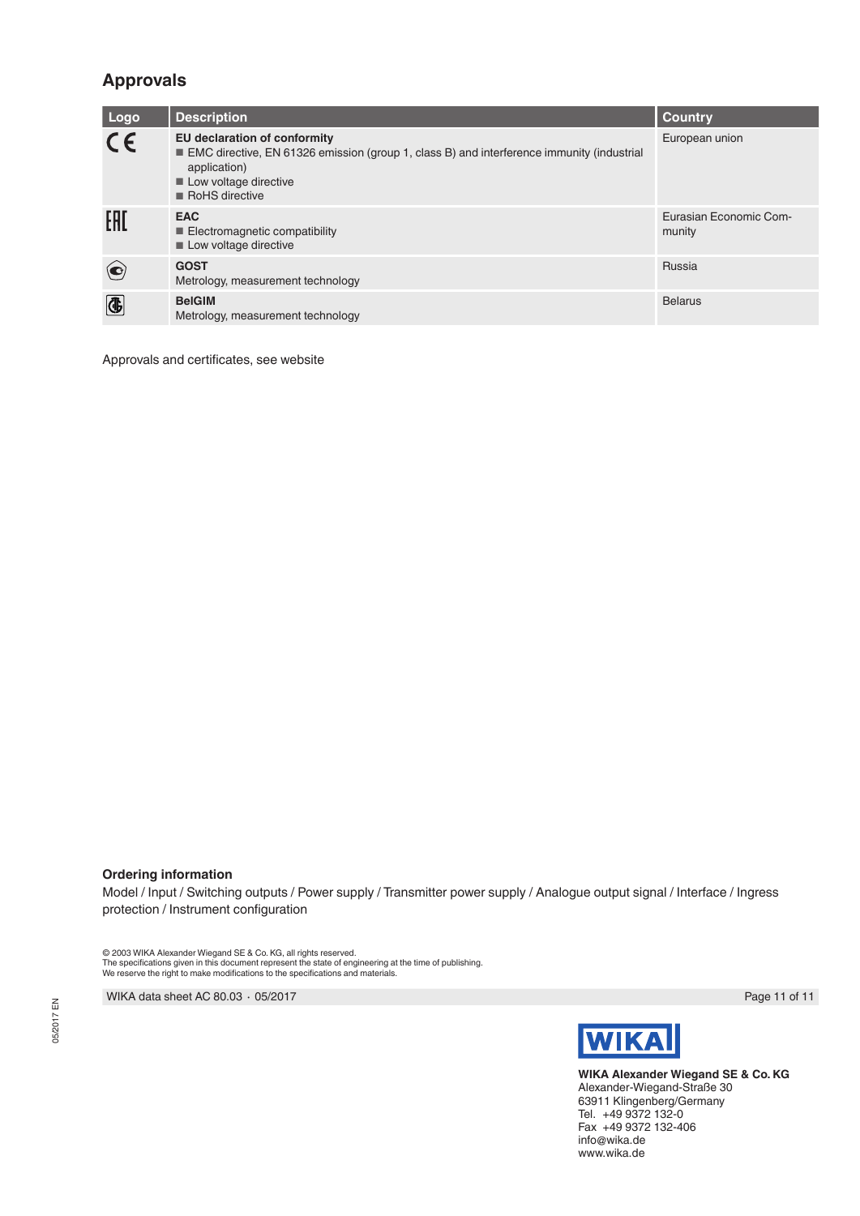## Approvals

| Logo | Description | Country |
|---|---|---|
| CE | **EU declaration of conformity**<br>■ EMC directive, EN 61326 emission (group 1, class B) and interference immunity (industrial application)<br>■ Low voltage directive<br>■ RoHS directive | European union |
| EAC | **EAC**<br>■ Electromagnetic compatibility<br>■ Low voltage directive | Eurasian Economic Community |
| | **GOST**<br>Metrology, measurement technology | Russia |
| | **BelGIM**<br>Metrology, measurement technology | Belarus |

Approvals and certificates, see website

**Ordering information**

Model / Input / Switching outputs / Power supply / Transmitter power supply / Analogue output signal / Interface / Ingress protection / Instrument configuration

© 2003 WIKA Alexander Wiegand SE & Co. KG, all rights reserved.
The specifications given in this document represent the state of engineering at the time of publishing.
We reserve the right to make modifications to the specifications and materials.

WIKA data sheet AC 80.03 · 05/2017

**WIKA Alexander Wiegand SE & Co. KG**
Alexander-Wiegand-Straße 30
63911 Klingenberg/Germany
Tel. +49 9372 132-0
Fax +49 9372 132-406
info@wika.de
www.wika.de